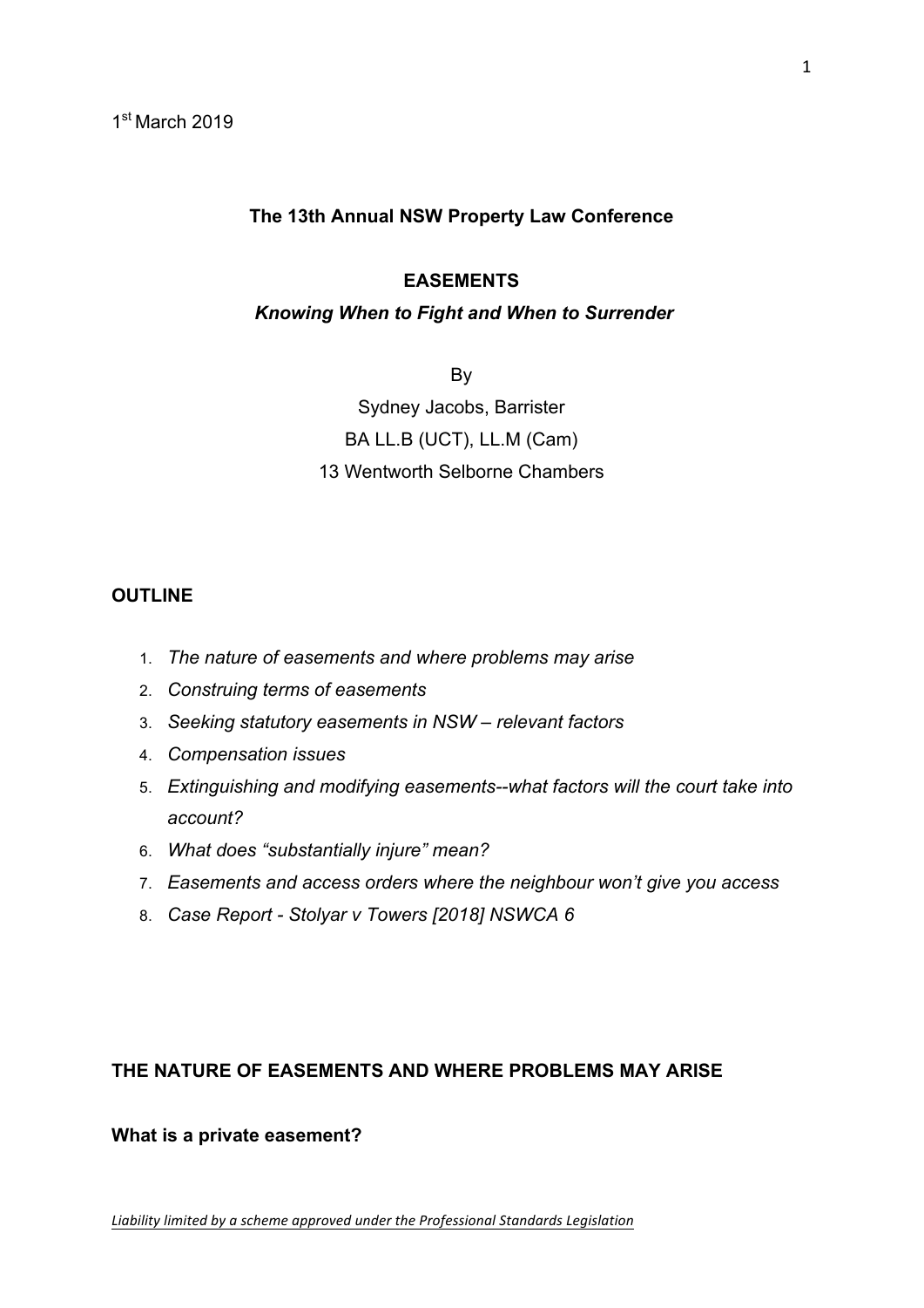1[st] March 2019

**The 13th Annual NSW Property Law Conference**

**EASEMENTS**

***Knowing When to Fight and When to Surrender***

By

Sydney Jacobs, Barrister

BA LL.B (UCT), LL.M (Cam)

13 Wentworth Selborne Chambers

## OUTLINE

1. *The nature of easements and where problems may arise*
2. *Construing terms of easements*
3. *Seeking statutory easements in NSW – relevant factors*
4. *Compensation issues*
5. *Extinguishing and modifying easements--what factors will the court take into account?*
6. *What does "substantially injure" mean?*
7. *Easements and access orders where the neighbour won't give you access*
8. *Case Report - Stolyar v Towers [2018] NSWCA 6*

## THE NATURE OF EASEMENTS AND WHERE PROBLEMS MAY ARISE

### What is a private easement?

*Liability limited by a scheme approved under the Professional Standards Legislation*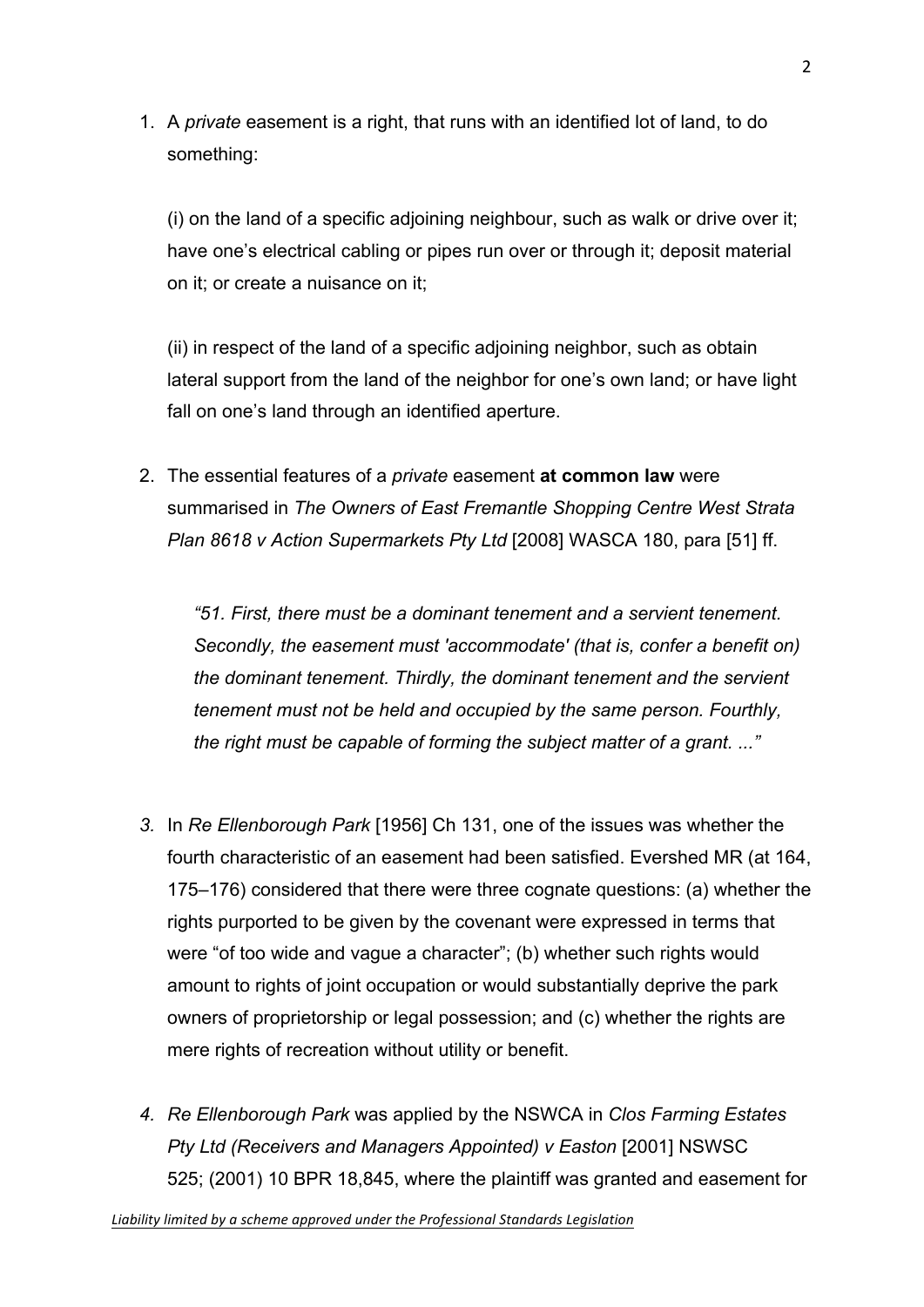1. A *private* easement is a right, that runs with an identified lot of land, to do something:

   (i) on the land of a specific adjoining neighbour, such as walk or drive over it; have one's electrical cabling or pipes run over or through it; deposit material on it; or create a nuisance on it;

   (ii) in respect of the land of a specific adjoining neighbor, such as obtain lateral support from the land of the neighbor for one's own land; or have light fall on one's land through an identified aperture.

2. The essential features of a *private* easement **at common law** were summarised in *The Owners of East Fremantle Shopping Centre West Strata Plan 8618 v Action Supermarkets Pty Ltd* [2008] WASCA 180, para [51] ff.

   *"51. First, there must be a dominant tenement and a servient tenement. Secondly, the easement must 'accommodate' (that is, confer a benefit on) the dominant tenement. Thirdly, the dominant tenement and the servient tenement must not be held and occupied by the same person. Fourthly, the right must be capable of forming the subject matter of a grant. ..."*

3. In *Re Ellenborough Park* [1956] Ch 131, one of the issues was whether the fourth characteristic of an easement had been satisfied. Evershed MR (at 164, 175–176) considered that there were three cognate questions: (a) whether the rights purported to be given by the covenant were expressed in terms that were "of too wide and vague a character"; (b) whether such rights would amount to rights of joint occupation or would substantially deprive the park owners of proprietorship or legal possession; and (c) whether the rights are mere rights of recreation without utility or benefit.

4. *Re Ellenborough Park* was applied by the NSWCA in *Clos Farming Estates Pty Ltd (Receivers and Managers Appointed) v Easton* [2001] NSWSC 525; (2001) 10 BPR 18,845, where the plaintiff was granted and easement for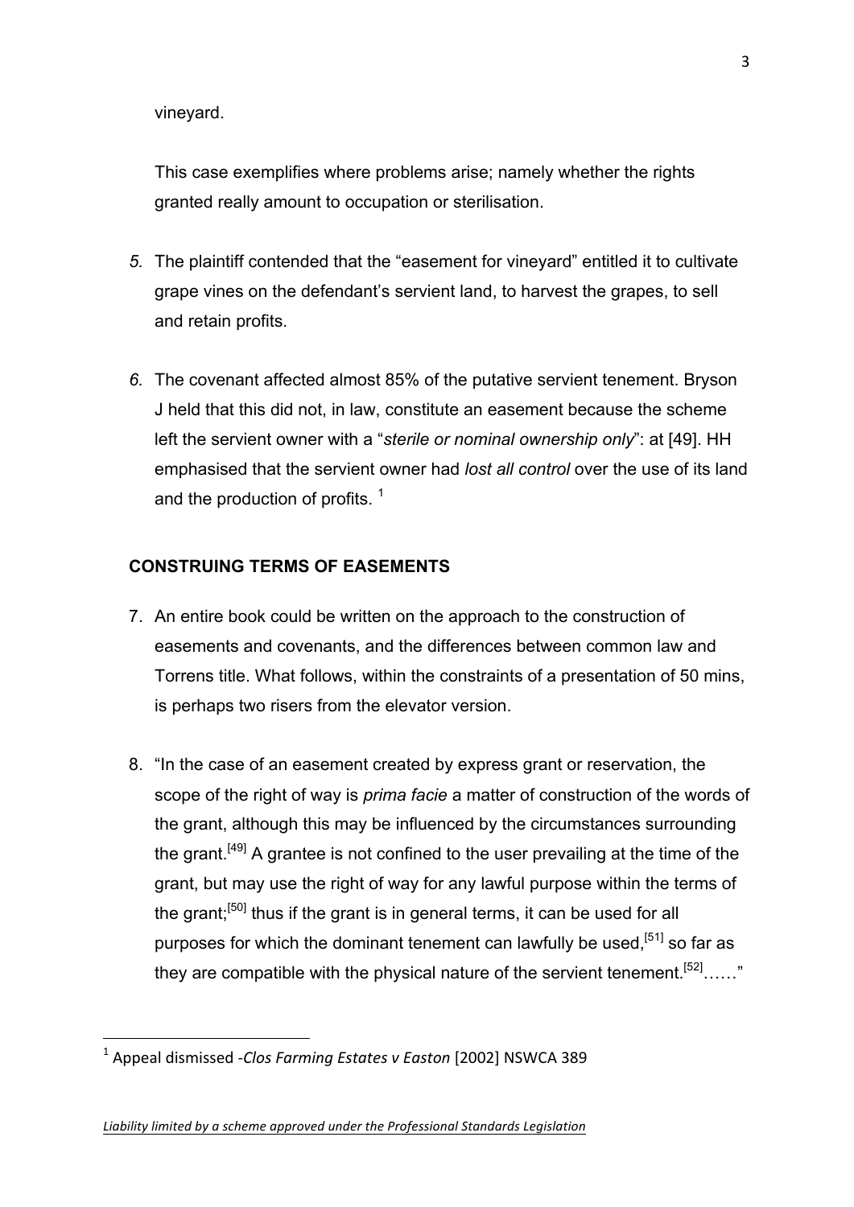vineyard.

This case exemplifies where problems arise; namely whether the rights granted really amount to occupation or sterilisation.

*5.* The plaintiff contended that the "easement for vineyard" entitled it to cultivate grape vines on the defendant's servient land, to harvest the grapes, to sell and retain profits.

*6.* The covenant affected almost 85% of the putative servient tenement. Bryson J held that this did not, in law, constitute an easement because the scheme left the servient owner with a "*sterile or nominal ownership only*": at [49]. HH emphasised that the servient owner had *lost all control* over the use of its land and the production of profits. [1]

## CONSTRUING TERMS OF EASEMENTS

7. An entire book could be written on the approach to the construction of easements and covenants, and the differences between common law and Torrens title. What follows, within the constraints of a presentation of 50 mins, is perhaps two risers from the elevator version.

8. "In the case of an easement created by express grant or reservation, the scope of the right of way is *prima facie* a matter of construction of the words of the grant, although this may be influenced by the circumstances surrounding the grant.[49] A grantee is not confined to the user prevailing at the time of the grant, but may use the right of way for any lawful purpose within the terms of the grant;[50] thus if the grant is in general terms, it can be used for all purposes for which the dominant tenement can lawfully be used,[51] so far as they are compatible with the physical nature of the servient tenement.[52]……"

---

[1] Appeal dismissed -*Clos Farming Estates v Easton* [2002] NSWCA 389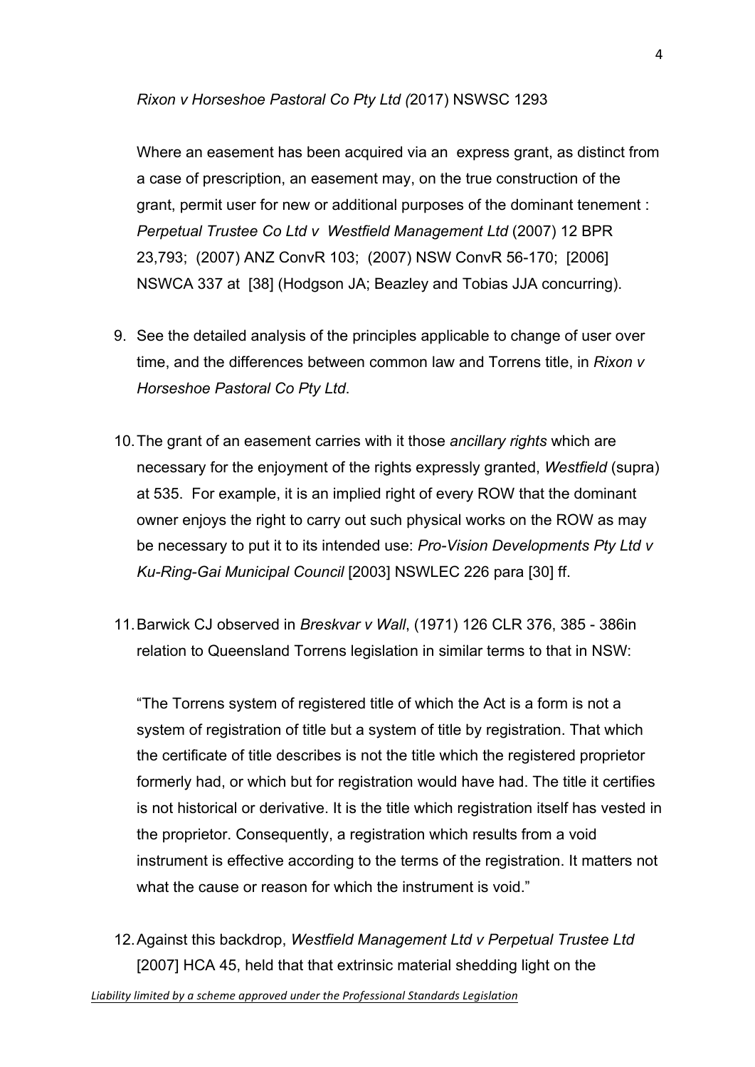*Rixon v Horseshoe Pastoral Co Pty Ltd (*2017) NSWSC 1293

Where an easement has been acquired via an express grant, as distinct from a case of prescription, an easement may, on the true construction of the grant, permit user for new or additional purposes of the dominant tenement : *Perpetual Trustee Co Ltd v Westfield Management Ltd* (2007) 12 BPR 23,793; (2007) ANZ ConvR 103; (2007) NSW ConvR 56-170; [2006] NSWCA 337 at [38] (Hodgson JA; Beazley and Tobias JJA concurring).

9. See the detailed analysis of the principles applicable to change of user over time, and the differences between common law and Torrens title, in *Rixon v Horseshoe Pastoral Co Pty Ltd*.

10. The grant of an easement carries with it those *ancillary rights* which are necessary for the enjoyment of the rights expressly granted, *Westfield* (supra) at 535. For example, it is an implied right of every ROW that the dominant owner enjoys the right to carry out such physical works on the ROW as may be necessary to put it to its intended use: *Pro-Vision Developments Pty Ltd v Ku-Ring-Gai Municipal Council* [2003] NSWLEC 226 para [30] ff.

11. Barwick CJ observed in *Breskvar v Wall*, (1971) 126 CLR 376, 385 - 386in relation to Queensland Torrens legislation in similar terms to that in NSW:

    "The Torrens system of registered title of which the Act is a form is not a system of registration of title but a system of title by registration. That which the certificate of title describes is not the title which the registered proprietor formerly had, or which but for registration would have had. The title it certifies is not historical or derivative. It is the title which registration itself has vested in the proprietor. Consequently, a registration which results from a void instrument is effective according to the terms of the registration. It matters not what the cause or reason for which the instrument is void."

12. Against this backdrop, *Westfield Management Ltd v Perpetual Trustee Ltd* [2007] HCA 45, held that that extrinsic material shedding light on the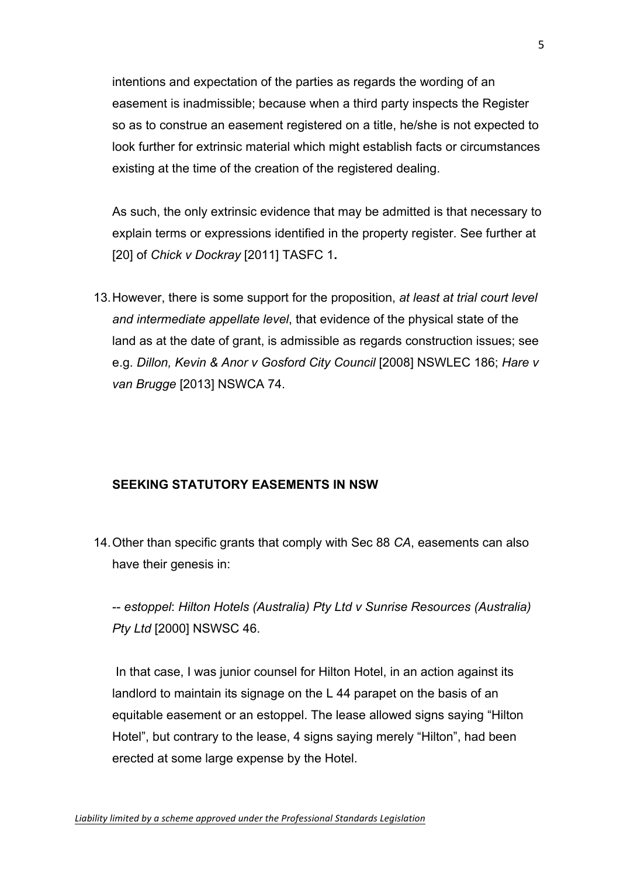intentions and expectation of the parties as regards the wording of an easement is inadmissible; because when a third party inspects the Register so as to construe an easement registered on a title, he/she is not expected to look further for extrinsic material which might establish facts or circumstances existing at the time of the creation of the registered dealing.

As such, the only extrinsic evidence that may be admitted is that necessary to explain terms or expressions identified in the property register. See further at [20] of *Chick v Dockray* [2011] TASFC 1**.**

13. However, there is some support for the proposition, *at least at trial court level and intermediate appellate level*, that evidence of the physical state of the land as at the date of grant, is admissible as regards construction issues; see e.g. *Dillon, Kevin & Anor v Gosford City Council* [2008] NSWLEC 186; *Hare v van Brugge* [2013] NSWCA 74.

**SEEKING STATUTORY EASEMENTS IN NSW**

14. Other than specific grants that comply with Sec 88 *CA*, easements can also have their genesis in:

-- *estoppel*: *Hilton Hotels (Australia) Pty Ltd v Sunrise Resources (Australia) Pty Ltd* [2000] NSWSC 46.

In that case, I was junior counsel for Hilton Hotel, in an action against its landlord to maintain its signage on the L 44 parapet on the basis of an equitable easement or an estoppel. The lease allowed signs saying "Hilton Hotel", but contrary to the lease, 4 signs saying merely "Hilton", had been erected at some large expense by the Hotel.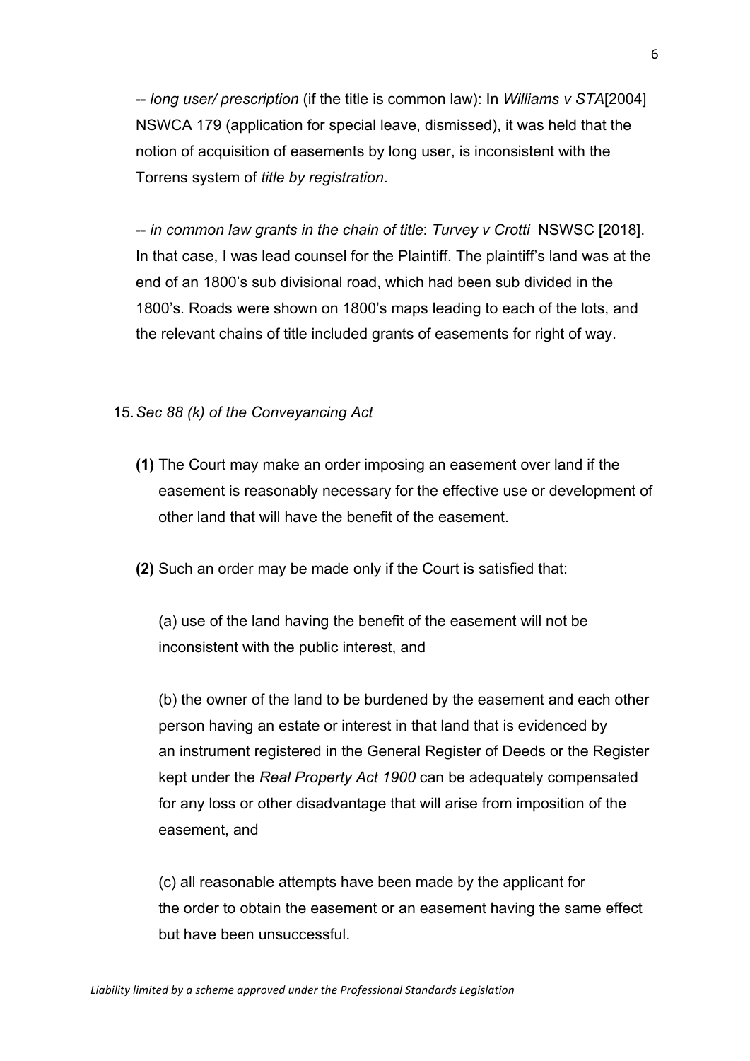-- *long user/ prescription* (if the title is common law): In *Williams v STA*[2004] NSWCA 179 (application for special leave, dismissed), it was held that the notion of acquisition of easements by long user, is inconsistent with the Torrens system of *title by registration*.

-- *in common law grants in the chain of title*: *Turvey v Crotti* NSWSC [2018]. In that case, I was lead counsel for the Plaintiff. The plaintiff's land was at the end of an 1800's sub divisional road, which had been sub divided in the 1800's. Roads were shown on 1800's maps leading to each of the lots, and the relevant chains of title included grants of easements for right of way.

15. *Sec 88 (k) of the Conveyancing Act*

**(1)** The Court may make an order imposing an easement over land if the easement is reasonably necessary for the effective use or development of other land that will have the benefit of the easement.

**(2)** Such an order may be made only if the Court is satisfied that:

(a) use of the land having the benefit of the easement will not be inconsistent with the public interest, and

(b) the owner of the land to be burdened by the easement and each other person having an estate or interest in that land that is evidenced by an instrument registered in the General Register of Deeds or the Register kept under the *Real Property Act 1900* can be adequately compensated for any loss or other disadvantage that will arise from imposition of the easement, and

(c) all reasonable attempts have been made by the applicant for the order to obtain the easement or an easement having the same effect but have been unsuccessful.

*Liability limited by a scheme approved under the Professional Standards Legislation*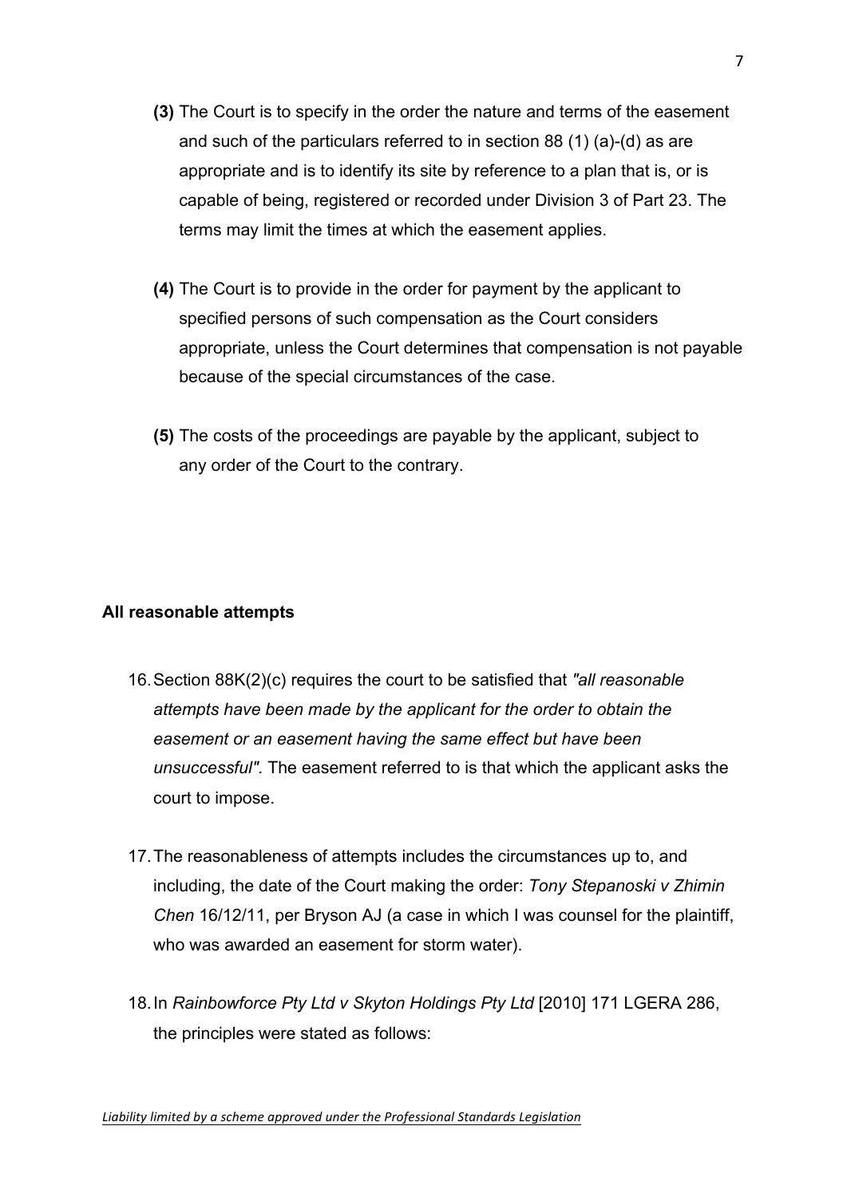**(3)** The Court is to specify in the order the nature and terms of the easement and such of the particulars referred to in section 88 (1) (a)-(d) as are appropriate and is to identify its site by reference to a plan that is, or is capable of being, registered or recorded under Division 3 of Part 23. The terms may limit the times at which the easement applies.

**(4)** The Court is to provide in the order for payment by the applicant to specified persons of such compensation as the Court considers appropriate, unless the Court determines that compensation is not payable because of the special circumstances of the case.

**(5)** The costs of the proceedings are payable by the applicant, subject to any order of the Court to the contrary.

**All reasonable attempts**

16. Section 88K(2)(c) requires the court to be satisfied that *"all reasonable attempts have been made by the applicant for the order to obtain the easement or an easement having the same effect but have been unsuccessful"*. The easement referred to is that which the applicant asks the court to impose.

17. The reasonableness of attempts includes the circumstances up to, and including, the date of the Court making the order: *Tony Stepanoski v Zhimin Chen* 16/12/11, per Bryson AJ (a case in which I was counsel for the plaintiff, who was awarded an easement for storm water).

18. In *Rainbowforce Pty Ltd v Skyton Holdings Pty Ltd* [2010] 171 LGERA 286, the principles were stated as follows: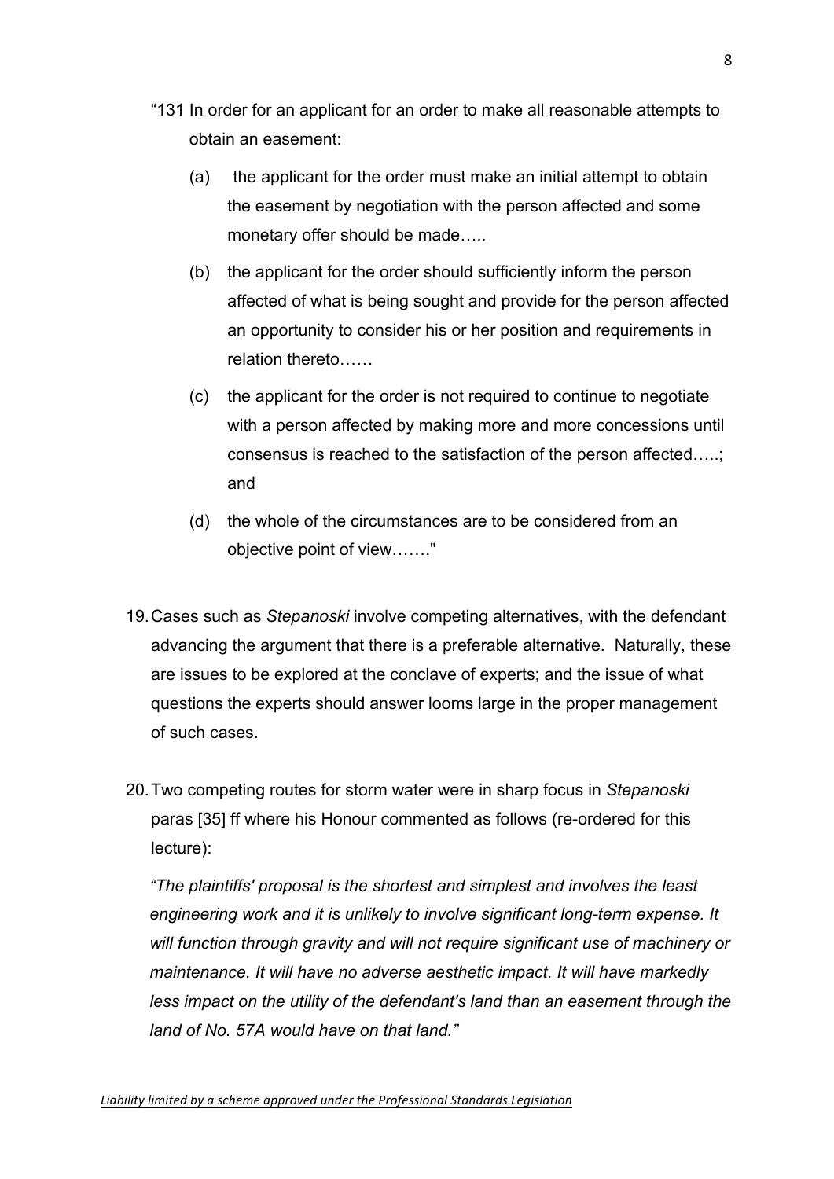"131 In order for an applicant for an order to make all reasonable attempts to obtain an easement:

(a) the applicant for the order must make an initial attempt to obtain the easement by negotiation with the person affected and some monetary offer should be made…..

(b) the applicant for the order should sufficiently inform the person affected of what is being sought and provide for the person affected an opportunity to consider his or her position and requirements in relation thereto……

(c) the applicant for the order is not required to continue to negotiate with a person affected by making more and more concessions until consensus is reached to the satisfaction of the person affected…..; and

(d) the whole of the circumstances are to be considered from an objective point of view……."

19. Cases such as *Stepanoski* involve competing alternatives, with the defendant advancing the argument that there is a preferable alternative. Naturally, these are issues to be explored at the conclave of experts; and the issue of what questions the experts should answer looms large in the proper management of such cases.

20. Two competing routes for storm water were in sharp focus in *Stepanoski* paras [35] ff where his Honour commented as follows (re-ordered for this lecture):

*"The plaintiffs' proposal is the shortest and simplest and involves the least engineering work and it is unlikely to involve significant long-term expense. It will function through gravity and will not require significant use of machinery or maintenance. It will have no adverse aesthetic impact. It will have markedly less impact on the utility of the defendant's land than an easement through the land of No. 57A would have on that land."*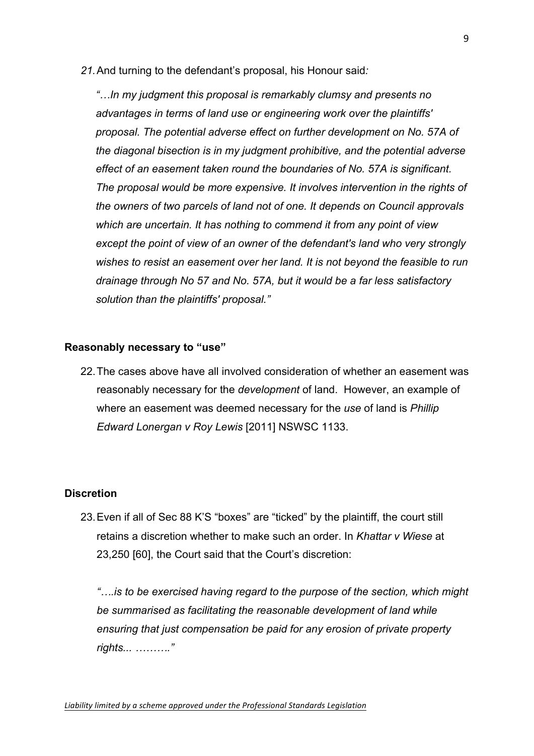21. And turning to the defendant's proposal, his Honour said*:*

*"…In my judgment this proposal is remarkably clumsy and presents no advantages in terms of land use or engineering work over the plaintiffs' proposal. The potential adverse effect on further development on No. 57A of the diagonal bisection is in my judgment prohibitive, and the potential adverse effect of an easement taken round the boundaries of No. 57A is significant. The proposal would be more expensive. It involves intervention in the rights of the owners of two parcels of land not of one. It depends on Council approvals which are uncertain. It has nothing to commend it from any point of view except the point of view of an owner of the defendant's land who very strongly wishes to resist an easement over her land. It is not beyond the feasible to run drainage through No 57 and No. 57A, but it would be a far less satisfactory solution than the plaintiffs' proposal."*

**Reasonably necessary to "use"**

22. The cases above have all involved consideration of whether an easement was reasonably necessary for the *development* of land. However, an example of where an easement was deemed necessary for the *use* of land is *Phillip Edward Lonergan v Roy Lewis* [2011] NSWSC 1133.

**Discretion**

23. Even if all of Sec 88 K'S "boxes" are "ticked" by the plaintiff, the court still retains a discretion whether to make such an order. In *Khattar v Wiese* at 23,250 [60], the Court said that the Court's discretion:

*"….is to be exercised having regard to the purpose of the section, which might be summarised as facilitating the reasonable development of land while ensuring that just compensation be paid for any erosion of private property rights... ………."*

*Liability limited by a scheme approved under the Professional Standards Legislation*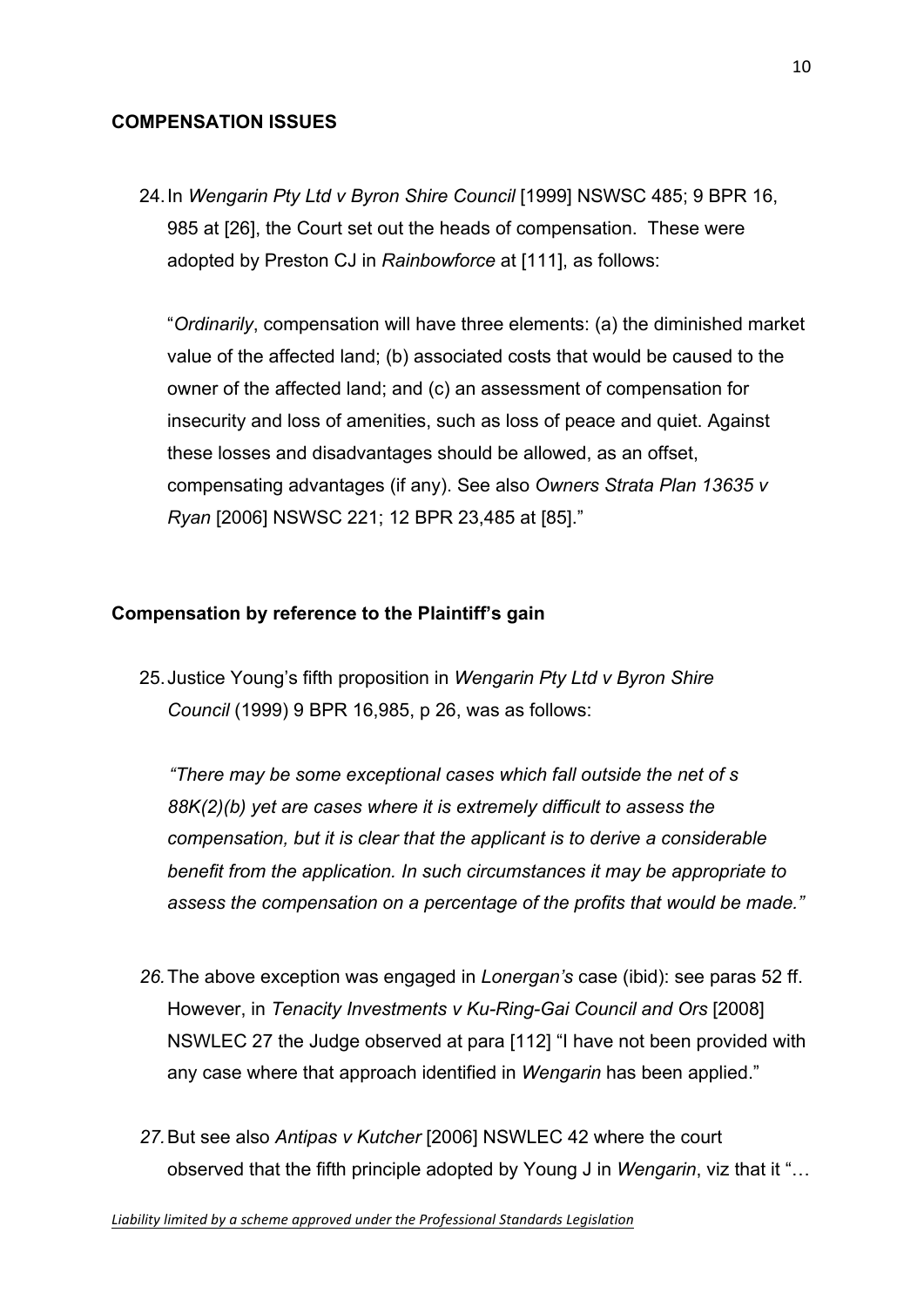**COMPENSATION ISSUES**

24. In *Wengarin Pty Ltd v Byron Shire Council* [1999] NSWSC 485; 9 BPR 16, 985 at [26], the Court set out the heads of compensation. These were adopted by Preston CJ in *Rainbowforce* at [111], as follows:

 "*Ordinarily*, compensation will have three elements: (a) the diminished market value of the affected land; (b) associated costs that would be caused to the owner of the affected land; and (c) an assessment of compensation for insecurity and loss of amenities, such as loss of peace and quiet. Against these losses and disadvantages should be allowed, as an offset, compensating advantages (if any). See also *Owners Strata Plan 13635 v Ryan* [2006] NSWSC 221; 12 BPR 23,485 at [85]."

**Compensation by reference to the Plaintiff's gain**

25. Justice Young's fifth proposition in *Wengarin Pty Ltd v Byron Shire Council* (1999) 9 BPR 16,985, p 26, was as follows:

 *"There may be some exceptional cases which fall outside the net of s 88K(2)(b) yet are cases where it is extremely difficult to assess the compensation, but it is clear that the applicant is to derive a considerable benefit from the application. In such circumstances it may be appropriate to assess the compensation on a percentage of the profits that would be made."*

26. The above exception was engaged in *Lonergan's* case (ibid): see paras 52 ff. However, in *Tenacity Investments v Ku-Ring-Gai Council and Ors* [2008] NSWLEC 27 the Judge observed at para [112] "I have not been provided with any case where that approach identified in *Wengarin* has been applied."

27. But see also *Antipas v Kutcher* [2006] NSWLEC 42 where the court observed that the fifth principle adopted by Young J in *Wengarin*, viz that it "…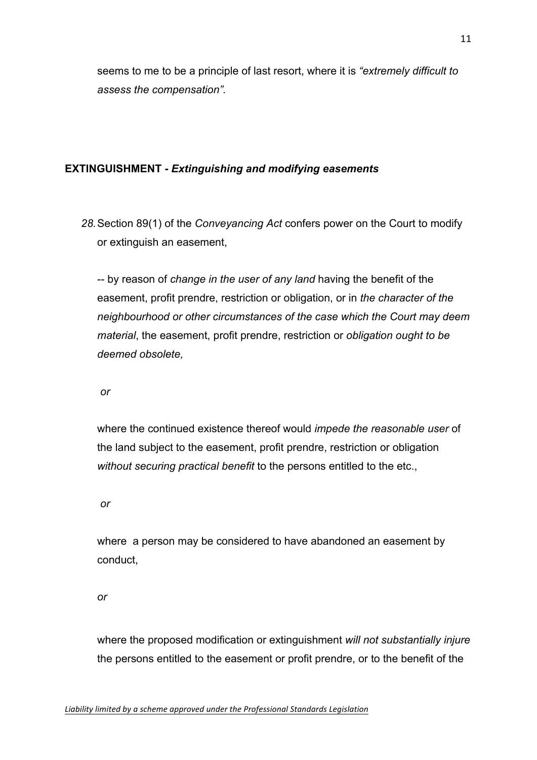seems to me to be a principle of last resort, where it is *"extremely difficult to assess the compensation"*.

**EXTINGUISHMENT - *Extinguishing and modifying easements***

*28.* Section 89(1) of the *Conveyancing Act* confers power on the Court to modify or extinguish an easement,

-- by reason of *change in the user of any land* having the benefit of the easement, profit prendre, restriction or obligation, or in *the character of the neighbourhood or other circumstances of the case which the Court may deem material*, the easement, profit prendre, restriction or *obligation ought to be deemed obsolete,*

*or*

where the continued existence thereof would *impede the reasonable user* of the land subject to the easement, profit prendre, restriction or obligation *without securing practical benefit* to the persons entitled to the etc.,

*or*

where a person may be considered to have abandoned an easement by conduct,

*or*

where the proposed modification or extinguishment *will not substantially injure* the persons entitled to the easement or profit prendre, or to the benefit of the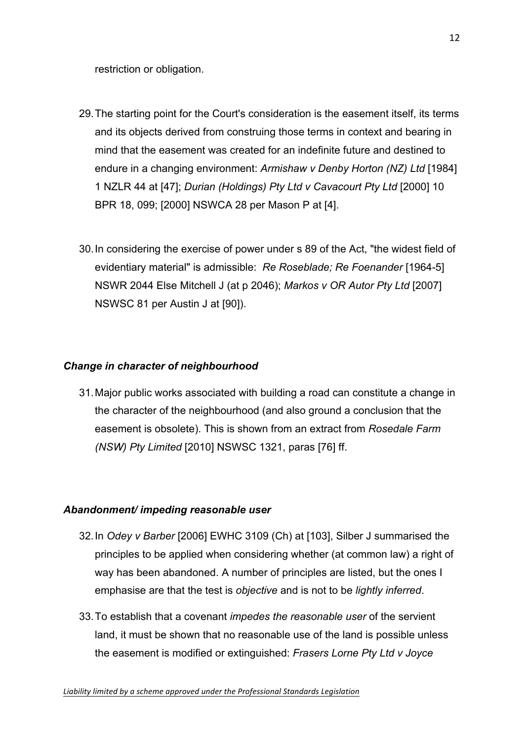restriction or obligation.

29. The starting point for the Court's consideration is the easement itself, its terms and its objects derived from construing those terms in context and bearing in mind that the easement was created for an indefinite future and destined to endure in a changing environment: *Armishaw v Denby Horton (NZ) Ltd* [1984] 1 NZLR 44 at [47]; *Durian (Holdings) Pty Ltd v Cavacourt Pty Ltd* [2000] 10 BPR 18, 099; [2000] NSWCA 28 per Mason P at [4].

30. In considering the exercise of power under s 89 of the Act, "the widest field of evidentiary material" is admissible: *Re Roseblade; Re Foenander* [1964-5] NSWR 2044 Else Mitchell J (at p 2046); *Markos v OR Autor Pty Ltd* [2007] NSWSC 81 per Austin J at [90]).

### *Change in character of neighbourhood*

31. Major public works associated with building a road can constitute a change in the character of the neighbourhood (and also ground a conclusion that the easement is obsolete). This is shown from an extract from *Rosedale Farm (NSW) Pty Limited* [2010] NSWSC 1321, paras [76] ff.

### *Abandonment/ impeding reasonable user*

32. In *Odey v Barber* [2006] EWHC 3109 (Ch) at [103], Silber J summarised the principles to be applied when considering whether (at common law) a right of way has been abandoned. A number of principles are listed, but the ones I emphasise are that the test is *objective* and is not to be *lightly inferred*.

33. To establish that a covenant *impedes the reasonable user* of the servient land, it must be shown that no reasonable use of the land is possible unless the easement is modified or extinguished: *Frasers Lorne Pty Ltd v Joyce*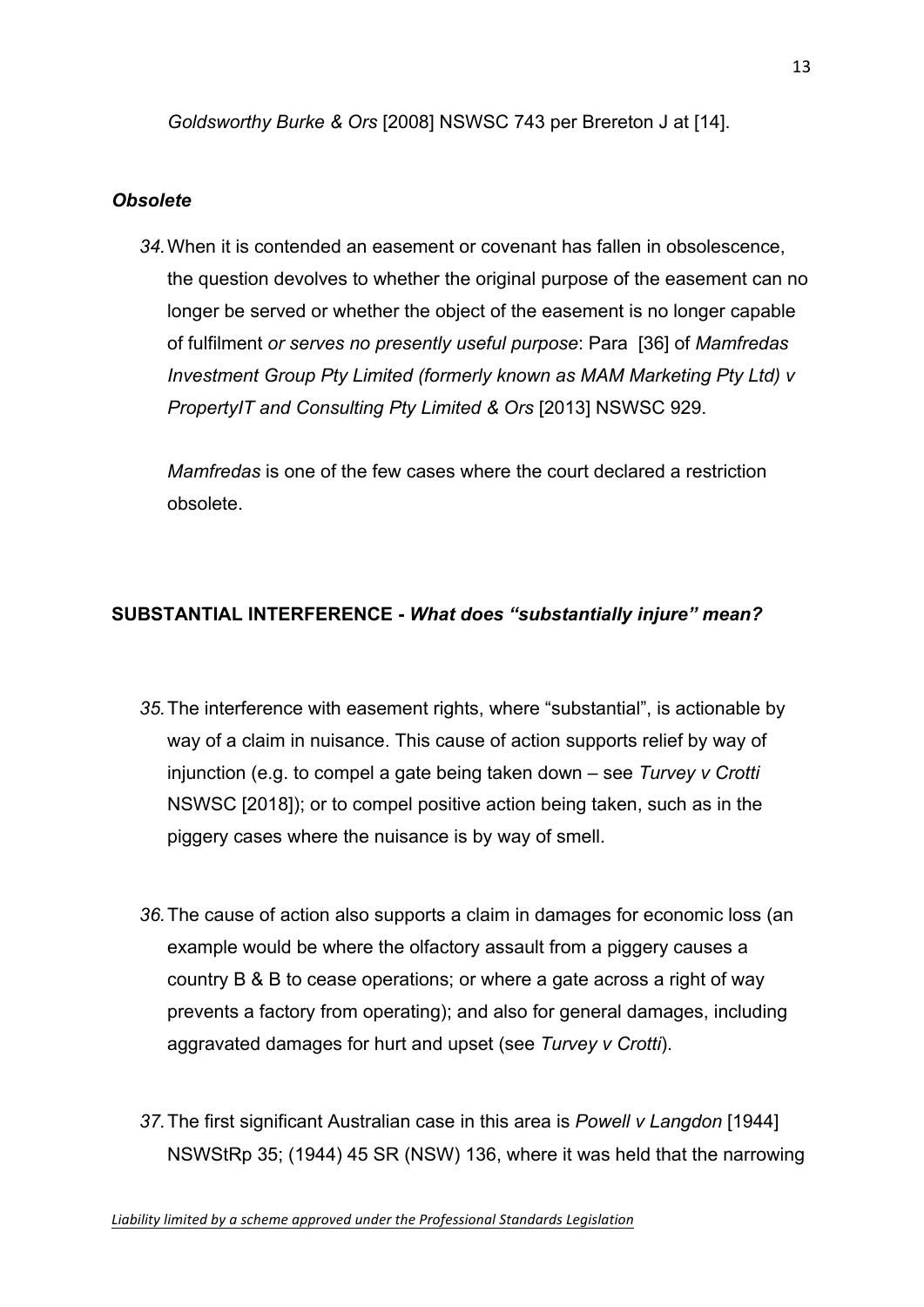*Goldsworthy Burke & Ors* [2008] NSWSC 743 per Brereton J at [14].

### *Obsolete*

*34.* When it is contended an easement or covenant has fallen in obsolescence, the question devolves to whether the original purpose of the easement can no longer be served or whether the object of the easement is no longer capable of fulfilment *or serves no presently useful purpose*: Para [36] of *Mamfredas Investment Group Pty Limited (formerly known as MAM Marketing Pty Ltd) v PropertyIT and Consulting Pty Limited & Ors* [2013] NSWSC 929.

*Mamfredas* is one of the few cases where the court declared a restriction obsolete.

## **SUBSTANTIAL INTERFERENCE -** ***What does "substantially injure" mean?***

*35.* The interference with easement rights, where "substantial", is actionable by way of a claim in nuisance. This cause of action supports relief by way of injunction (e.g. to compel a gate being taken down – see *Turvey v Crotti* NSWSC [2018]); or to compel positive action being taken, such as in the piggery cases where the nuisance is by way of smell.

*36.* The cause of action also supports a claim in damages for economic loss (an example would be where the olfactory assault from a piggery causes a country B & B to cease operations; or where a gate across a right of way prevents a factory from operating); and also for general damages, including aggravated damages for hurt and upset (see *Turvey v Crotti*).

*37.* The first significant Australian case in this area is *Powell v Langdon* [1944] NSWStRp 35; (1944) 45 SR (NSW) 136, where it was held that the narrowing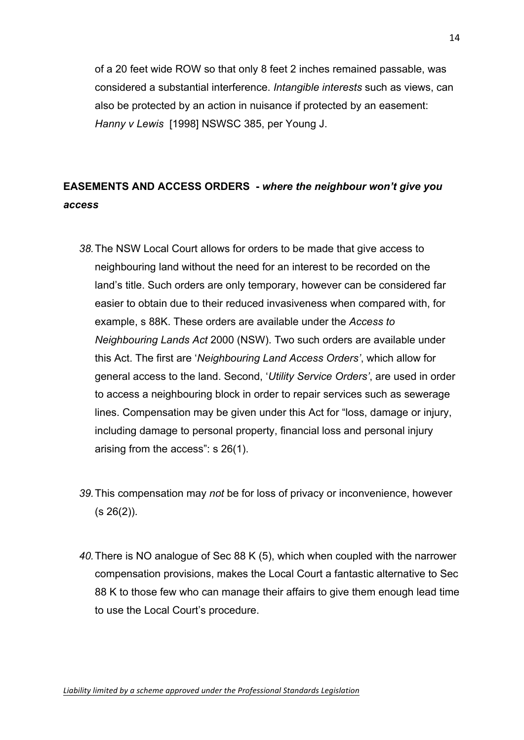of a 20 feet wide ROW so that only 8 feet 2 inches remained passable, was considered a substantial interference. *Intangible interests* such as views, can also be protected by an action in nuisance if protected by an easement: *Hanny v Lewis* [1998] NSWSC 385, per Young J.

## EASEMENTS AND ACCESS ORDERS - *where the neighbour won't give you access*

*38.* The NSW Local Court allows for orders to be made that give access to neighbouring land without the need for an interest to be recorded on the land's title. Such orders are only temporary, however can be considered far easier to obtain due to their reduced invasiveness when compared with, for example, s 88K. These orders are available under the *Access to Neighbouring Lands Act* 2000 (NSW). Two such orders are available under this Act. The first are '*Neighbouring Land Access Orders'*, which allow for general access to the land. Second, '*Utility Service Orders'*, are used in order to access a neighbouring block in order to repair services such as sewerage lines. Compensation may be given under this Act for "loss, damage or injury, including damage to personal property, financial loss and personal injury arising from the access": s 26(1).

*39.* This compensation may *not* be for loss of privacy or inconvenience, however (s 26(2)).

*40.* There is NO analogue of Sec 88 K (5), which when coupled with the narrower compensation provisions, makes the Local Court a fantastic alternative to Sec 88 K to those few who can manage their affairs to give them enough lead time to use the Local Court's procedure.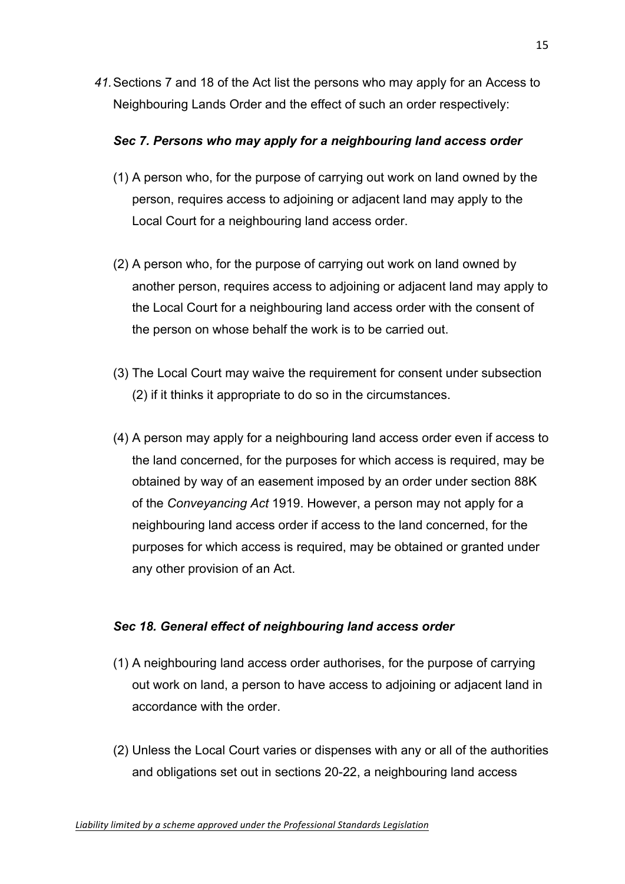*41.* Sections 7 and 18 of the Act list the persons who may apply for an Access to Neighbouring Lands Order and the effect of such an order respectively:

***Sec 7. Persons who may apply for a neighbouring land access order***

(1) A person who, for the purpose of carrying out work on land owned by the person, requires access to adjoining or adjacent land may apply to the Local Court for a neighbouring land access order.

(2) A person who, for the purpose of carrying out work on land owned by another person, requires access to adjoining or adjacent land may apply to the Local Court for a neighbouring land access order with the consent of the person on whose behalf the work is to be carried out.

(3) The Local Court may waive the requirement for consent under subsection (2) if it thinks it appropriate to do so in the circumstances.

(4) A person may apply for a neighbouring land access order even if access to the land concerned, for the purposes for which access is required, may be obtained by way of an easement imposed by an order under section 88K of the *Conveyancing Act* 1919. However, a person may not apply for a neighbouring land access order if access to the land concerned, for the purposes for which access is required, may be obtained or granted under any other provision of an Act.

***Sec 18. General effect of neighbouring land access order***

(1) A neighbouring land access order authorises, for the purpose of carrying out work on land, a person to have access to adjoining or adjacent land in accordance with the order.

(2) Unless the Local Court varies or dispenses with any or all of the authorities and obligations set out in sections 20-22, a neighbouring land access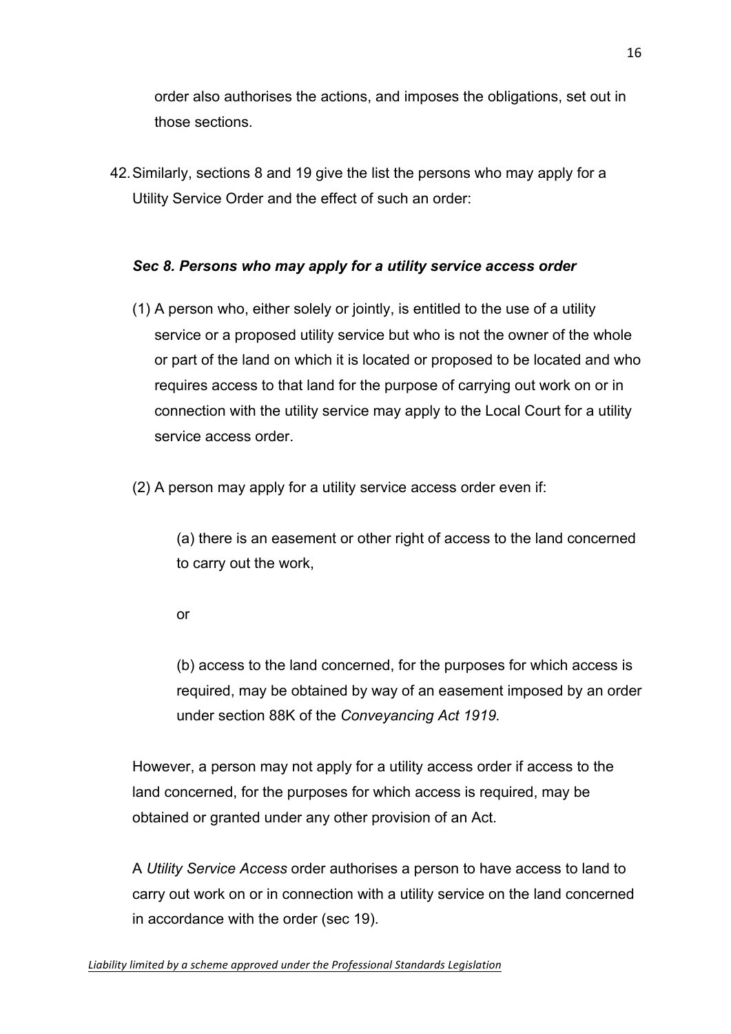order also authorises the actions, and imposes the obligations, set out in those sections.

42. Similarly, sections 8 and 19 give the list the persons who may apply for a Utility Service Order and the effect of such an order:

***Sec 8. Persons who may apply for a utility service access order***

(1) A person who, either solely or jointly, is entitled to the use of a utility service or a proposed utility service but who is not the owner of the whole or part of the land on which it is located or proposed to be located and who requires access to that land for the purpose of carrying out work on or in connection with the utility service may apply to the Local Court for a utility service access order.

(2) A person may apply for a utility service access order even if:

(a) there is an easement or other right of access to the land concerned to carry out the work,

or

(b) access to the land concerned, for the purposes for which access is required, may be obtained by way of an easement imposed by an order under section 88K of the *Conveyancing Act 1919.*

However, a person may not apply for a utility access order if access to the land concerned, for the purposes for which access is required, may be obtained or granted under any other provision of an Act.

A *Utility Service Access* order authorises a person to have access to land to carry out work on or in connection with a utility service on the land concerned in accordance with the order (sec 19).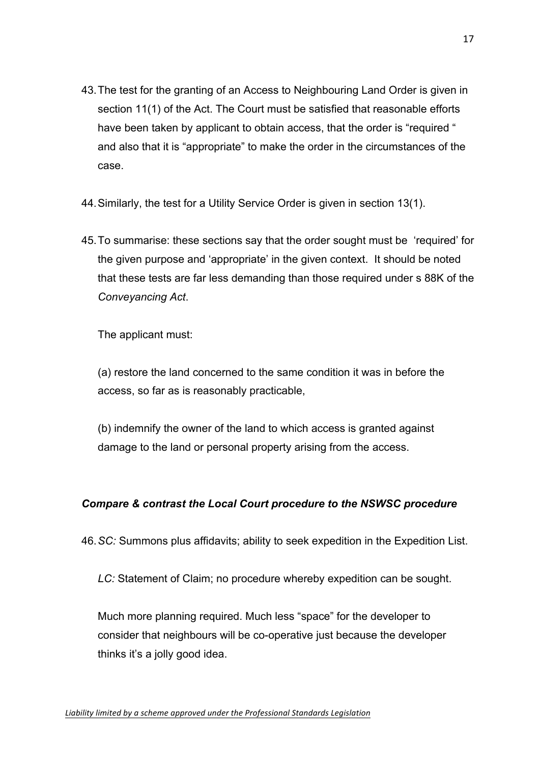43. The test for the granting of an Access to Neighbouring Land Order is given in section 11(1) of the Act. The Court must be satisfied that reasonable efforts have been taken by applicant to obtain access, that the order is "required " and also that it is "appropriate" to make the order in the circumstances of the case.

44. Similarly, the test for a Utility Service Order is given in section 13(1).

45. To summarise: these sections say that the order sought must be 'required' for the given purpose and 'appropriate' in the given context. It should be noted that these tests are far less demanding than those required under s 88K of the *Conveyancing Act*.

    The applicant must:

    (a) restore the land concerned to the same condition it was in before the access, so far as is reasonably practicable,

    (b) indemnify the owner of the land to which access is granted against damage to the land or personal property arising from the access.

### *Compare & contrast the Local Court procedure to the NSWSC procedure*

46. *SC:* Summons plus affidavits; ability to seek expedition in the Expedition List.

    *LC:* Statement of Claim; no procedure whereby expedition can be sought.

    Much more planning required. Much less "space" for the developer to consider that neighbours will be co-operative just because the developer thinks it's a jolly good idea.

*Liability limited by a scheme approved under the Professional Standards Legislation*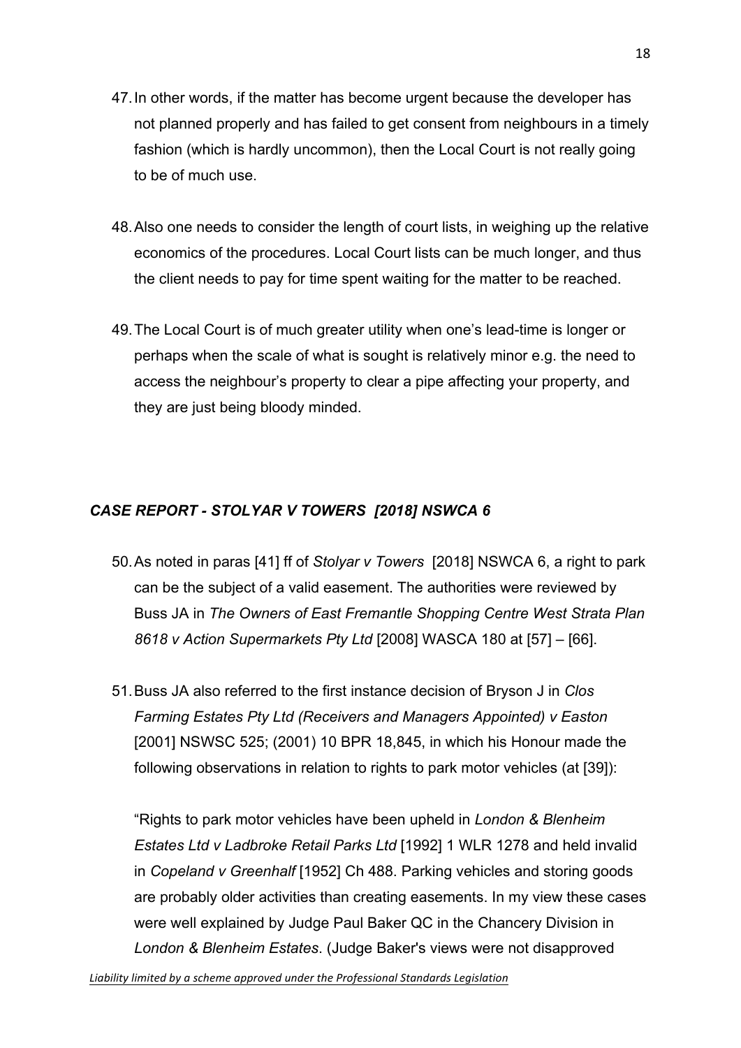47. In other words, if the matter has become urgent because the developer has not planned properly and has failed to get consent from neighbours in a timely fashion (which is hardly uncommon), then the Local Court is not really going to be of much use.

48. Also one needs to consider the length of court lists, in weighing up the relative economics of the procedures. Local Court lists can be much longer, and thus the client needs to pay for time spent waiting for the matter to be reached.

49. The Local Court is of much greater utility when one's lead-time is longer or perhaps when the scale of what is sought is relatively minor e.g. the need to access the neighbour's property to clear a pipe affecting your property, and they are just being bloody minded.

### *CASE REPORT - STOLYAR V TOWERS [2018] NSWCA 6*

50. As noted in paras [41] ff of *Stolyar v Towers* [2018] NSWCA 6, a right to park can be the subject of a valid easement. The authorities were reviewed by Buss JA in *The Owners of East Fremantle Shopping Centre West Strata Plan 8618 v Action Supermarkets Pty Ltd* [2008] WASCA 180 at [57] – [66].

51. Buss JA also referred to the first instance decision of Bryson J in *Clos Farming Estates Pty Ltd (Receivers and Managers Appointed) v Easton* [2001] NSWSC 525; (2001) 10 BPR 18,845, in which his Honour made the following observations in relation to rights to park motor vehicles (at [39]):

"Rights to park motor vehicles have been upheld in *London & Blenheim Estates Ltd v Ladbroke Retail Parks Ltd* [1992] 1 WLR 1278 and held invalid in *Copeland v Greenhalf* [1952] Ch 488. Parking vehicles and storing goods are probably older activities than creating easements. In my view these cases were well explained by Judge Paul Baker QC in the Chancery Division in *London & Blenheim Estates*. (Judge Baker's views were not disapproved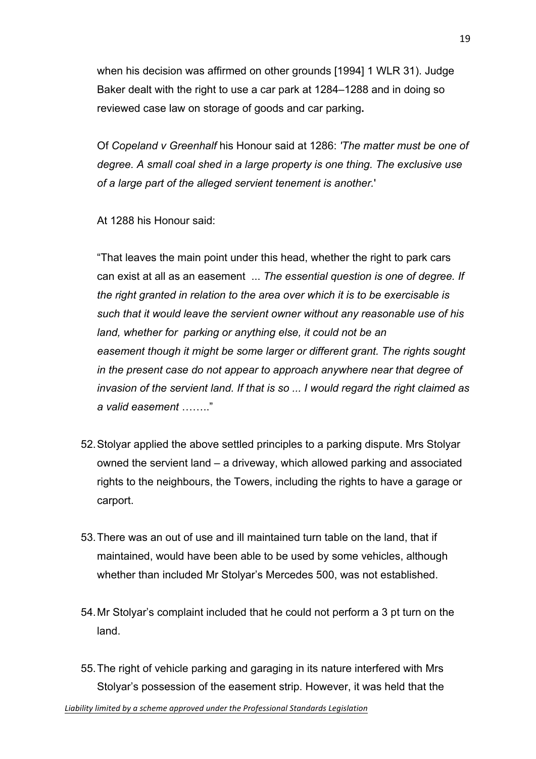when his decision was affirmed on other grounds [1994] 1 WLR 31). Judge Baker dealt with the right to use a car park at 1284–1288 and in doing so reviewed case law on storage of goods and car parking**.**

Of *Copeland v Greenhalf* his Honour said at 1286: *'The matter must be one of degree. A small coal shed in a large property is one thing. The exclusive use of a large part of the alleged servient tenement is another.*'

At 1288 his Honour said:

"That leaves the main point under this head, whether the right to park cars can exist at all as an easement ... *The essential question is one of degree. If the right granted in relation to the area over which it is to be exercisable is such that it would leave the servient owner without any reasonable use of his land, whether for parking or anything else, it could not be an easement though it might be some larger or different grant. The rights sought in the present case do not appear to approach anywhere near that degree of invasion of the servient land. If that is so ... I would regard the right claimed as a valid easement* ……."

52. Stolyar applied the above settled principles to a parking dispute. Mrs Stolyar owned the servient land – a driveway, which allowed parking and associated rights to the neighbours, the Towers, including the rights to have a garage or carport.

53. There was an out of use and ill maintained turn table on the land, that if maintained, would have been able to be used by some vehicles, although whether than included Mr Stolyar's Mercedes 500, was not established.

54. Mr Stolyar's complaint included that he could not perform a 3 pt turn on the land.

55. The right of vehicle parking and garaging in its nature interfered with Mrs Stolyar's possession of the easement strip. However, it was held that the

*Liability limited by a scheme approved under the Professional Standards Legislation*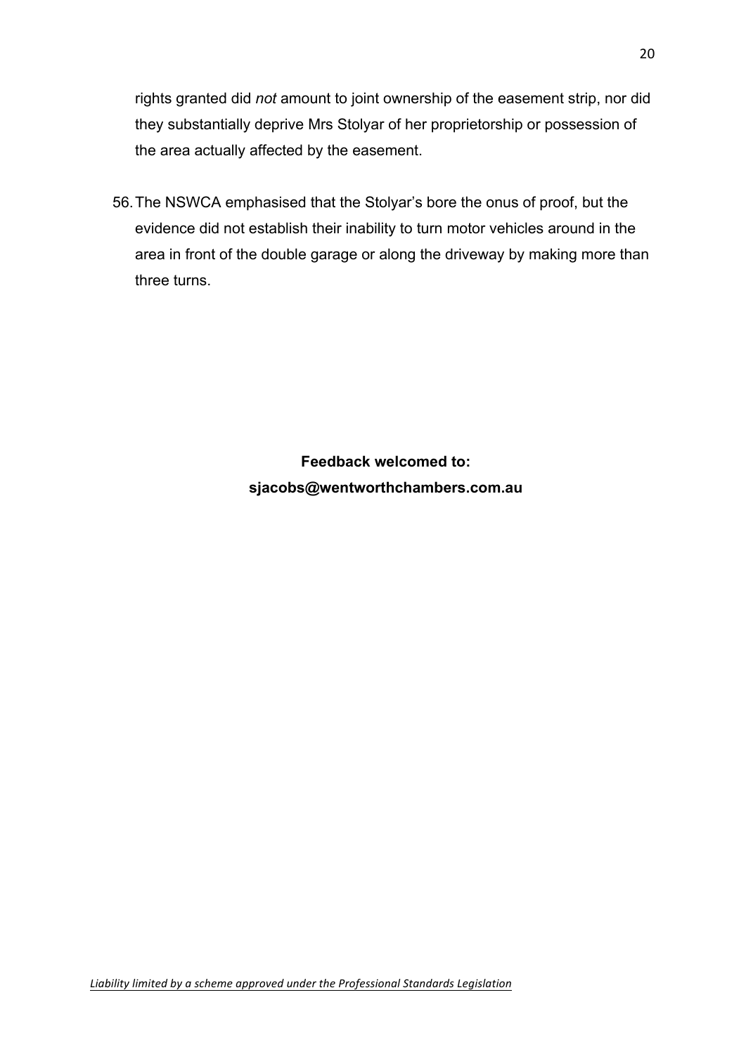rights granted did *not* amount to joint ownership of the easement strip, nor did they substantially deprive Mrs Stolyar of her proprietorship or possession of the area actually affected by the easement.

56. The NSWCA emphasised that the Stolyar's bore the onus of proof, but the evidence did not establish their inability to turn motor vehicles around in the area in front of the double garage or along the driveway by making more than three turns.

**Feedback welcomed to:**
**sjacobs@wentworthchambers.com.au**

*Liability limited by a scheme approved under the Professional Standards Legislation*